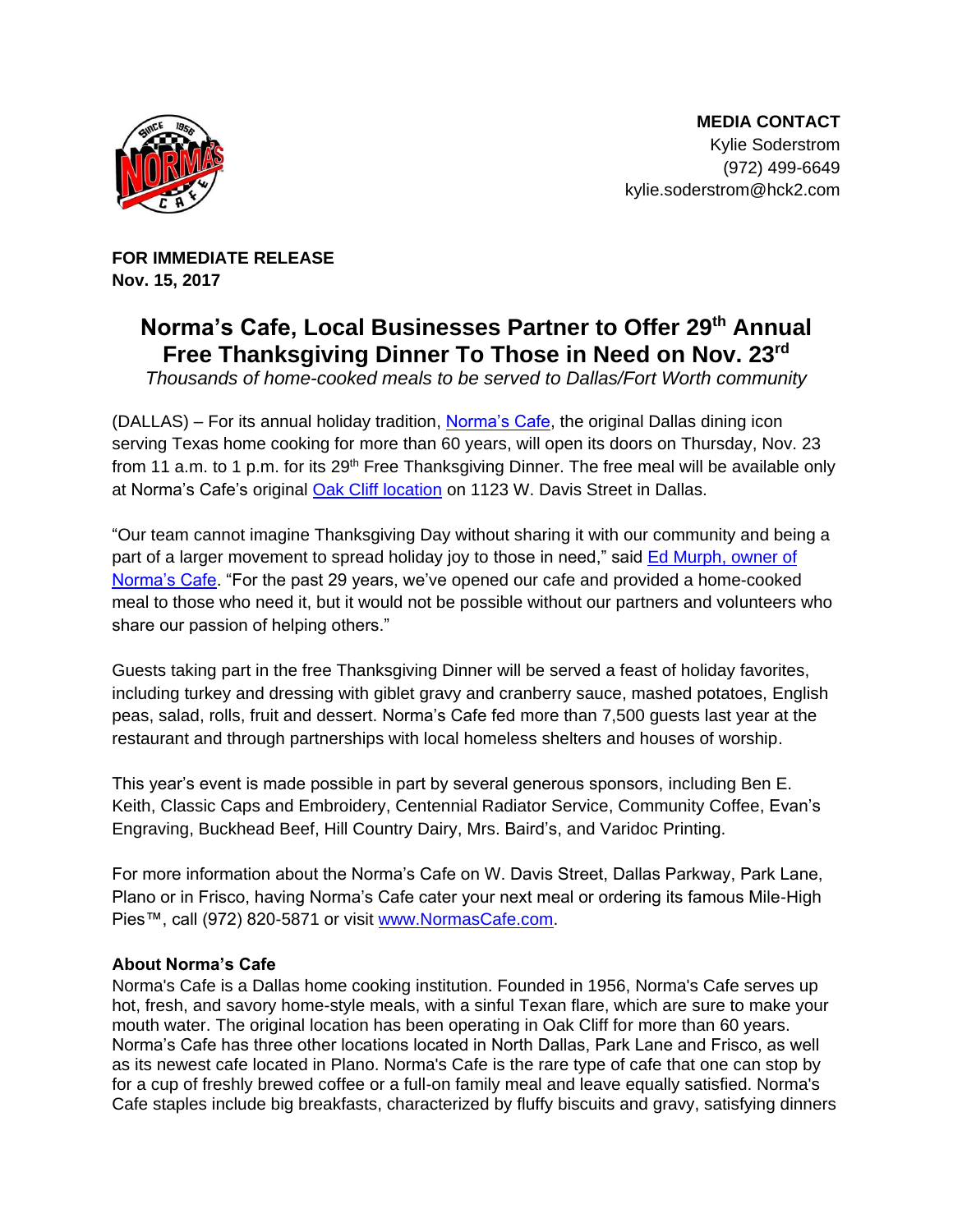**MEDIA CONTACT**
Kylie Soderstrom
(972) 499-6649
kylie.soderstrom@hck2.com

**FOR IMMEDIATE RELEASE**
**Nov. 15, 2017**

# Norma's Cafe, Local Businesses Partner to Offer 29th Annual Free Thanksgiving Dinner To Those in Need on Nov. 23rd

*Thousands of home-cooked meals to be served to Dallas/Fort Worth community*

(DALLAS) – For its annual holiday tradition, Norma's Cafe, the original Dallas dining icon serving Texas home cooking for more than 60 years, will open its doors on Thursday, Nov. 23 from 11 a.m. to 1 p.m. for its 29th Free Thanksgiving Dinner. The free meal will be available only at Norma's Cafe's original Oak Cliff location on 1123 W. Davis Street in Dallas.

"Our team cannot imagine Thanksgiving Day without sharing it with our community and being a part of a larger movement to spread holiday joy to those in need," said Ed Murph, owner of Norma's Cafe. "For the past 29 years, we've opened our cafe and provided a home-cooked meal to those who need it, but it would not be possible without our partners and volunteers who share our passion of helping others."

Guests taking part in the free Thanksgiving Dinner will be served a feast of holiday favorites, including turkey and dressing with giblet gravy and cranberry sauce, mashed potatoes, English peas, salad, rolls, fruit and dessert. Norma's Cafe fed more than 7,500 guests last year at the restaurant and through partnerships with local homeless shelters and houses of worship.

This year's event is made possible in part by several generous sponsors, including Ben E. Keith, Classic Caps and Embroidery, Centennial Radiator Service, Community Coffee, Evan's Engraving, Buckhead Beef, Hill Country Dairy, Mrs. Baird's, and Varidoc Printing.

For more information about the Norma's Cafe on W. Davis Street, Dallas Parkway, Park Lane, Plano or in Frisco, having Norma's Cafe cater your next meal or ordering its famous Mile-High Pies™, call (972) 820-5871 or visit www.NormasCafe.com.

**About Norma's Cafe**
Norma's Cafe is a Dallas home cooking institution. Founded in 1956, Norma's Cafe serves up hot, fresh, and savory home-style meals, with a sinful Texan flare, which are sure to make your mouth water. The original location has been operating in Oak Cliff for more than 60 years. Norma's Cafe has three other locations located in North Dallas, Park Lane and Frisco, as well as its newest cafe located in Plano. Norma's Cafe is the rare type of cafe that one can stop by for a cup of freshly brewed coffee or a full-on family meal and leave equally satisfied. Norma's Cafe staples include big breakfasts, characterized by fluffy biscuits and gravy, satisfying dinners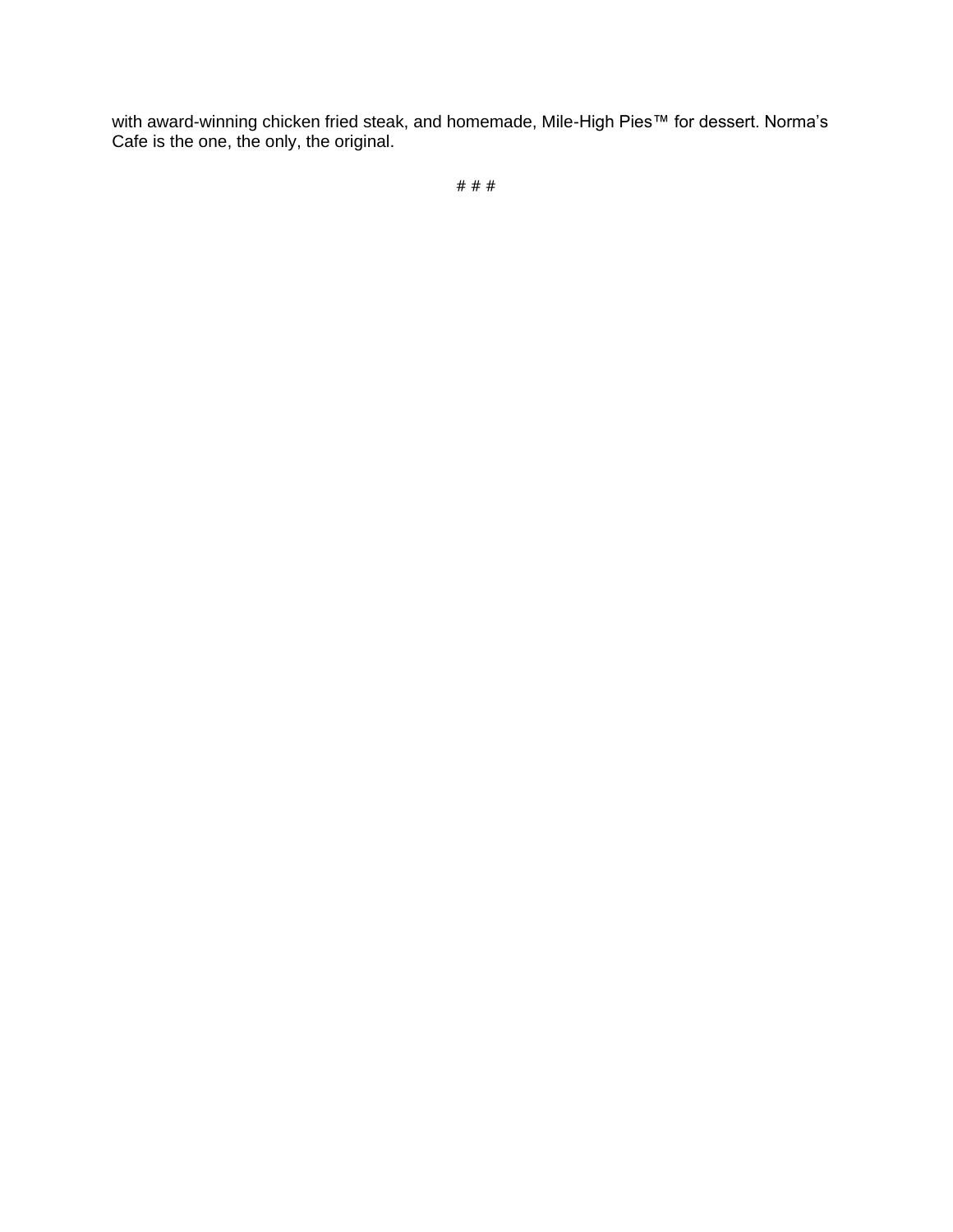with award-winning chicken fried steak, and homemade, Mile-High Pies™ for dessert. Norma's Cafe is the one, the only, the original.

# # #